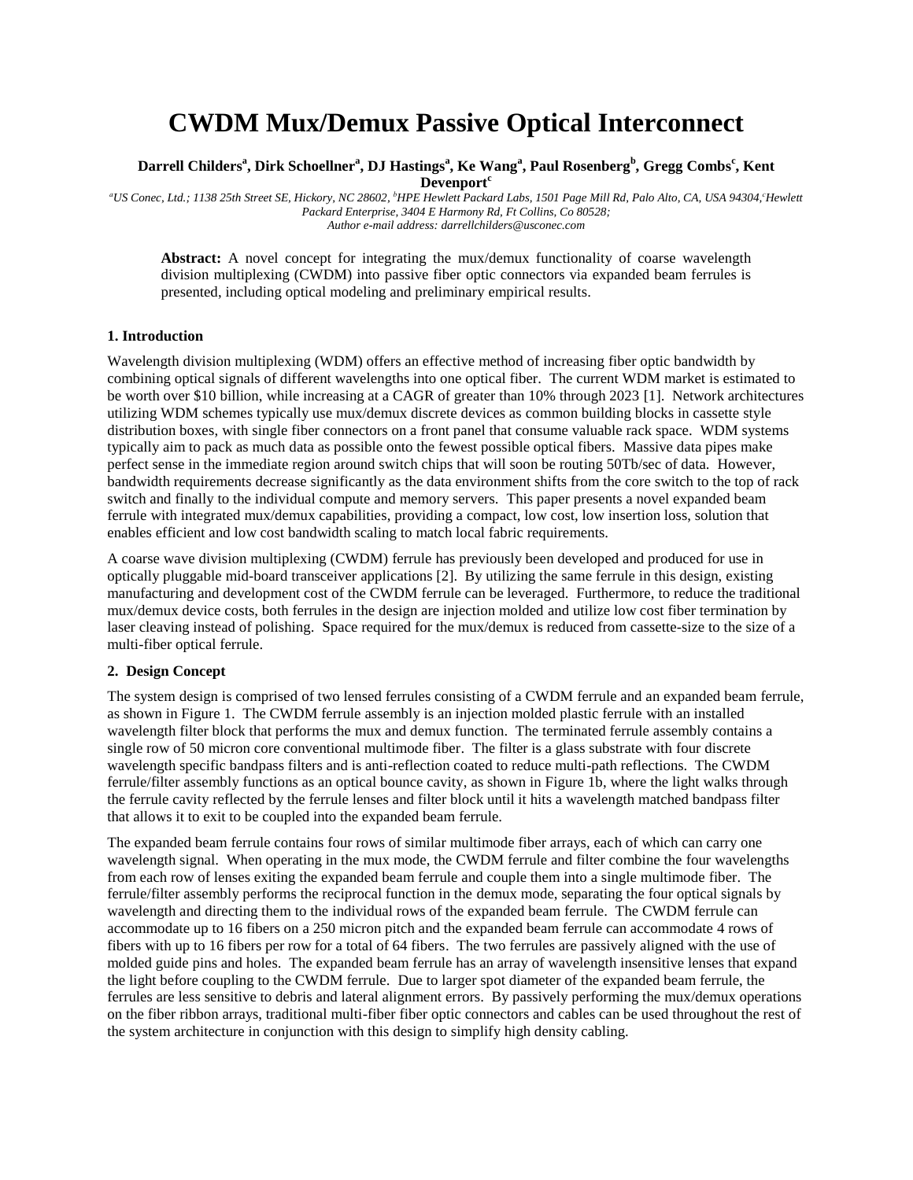# CWDM Mux/Demux Passive Optical Interconnect

**Darrell Childers[a], Dirk Schoellner[a], DJ Hastings[a], Ke Wang[a], Paul Rosenberg[b], Gregg Combs[c], Kent Devenport[c]**

*[a]US Conec, Ltd.; 1138 25th Street SE, Hickory, NC 28602, [b]HPE Hewlett Packard Labs, 1501 Page Mill Rd, Palo Alto, CA, USA 94304,[c]Hewlett Packard Enterprise, 3404 E Harmony Rd, Ft Collins, Co 80528;*
*Author e-mail address: darrellchilders@usconec.com*

**Abstract:** A novel concept for integrating the mux/demux functionality of coarse wavelength division multiplexing (CWDM) into passive fiber optic connectors via expanded beam ferrules is presented, including optical modeling and preliminary empirical results.

### 1. Introduction

Wavelength division multiplexing (WDM) offers an effective method of increasing fiber optic bandwidth by combining optical signals of different wavelengths into one optical fiber. The current WDM market is estimated to be worth over $10 billion, while increasing at a CAGR of greater than 10% through 2023 [1]. Network architectures utilizing WDM schemes typically use mux/demux discrete devices as common building blocks in cassette style distribution boxes, with single fiber connectors on a front panel that consume valuable rack space. WDM systems typically aim to pack as much data as possible onto the fewest possible optical fibers. Massive data pipes make perfect sense in the immediate region around switch chips that will soon be routing 50Tb/sec of data. However, bandwidth requirements decrease significantly as the data environment shifts from the core switch to the top of rack switch and finally to the individual compute and memory servers. This paper presents a novel expanded beam ferrule with integrated mux/demux capabilities, providing a compact, low cost, low insertion loss, solution that enables efficient and low cost bandwidth scaling to match local fabric requirements.

A coarse wave division multiplexing (CWDM) ferrule has previously been developed and produced for use in optically pluggable mid-board transceiver applications [2]. By utilizing the same ferrule in this design, existing manufacturing and development cost of the CWDM ferrule can be leveraged. Furthermore, to reduce the traditional mux/demux device costs, both ferrules in the design are injection molded and utilize low cost fiber termination by laser cleaving instead of polishing. Space required for the mux/demux is reduced from cassette-size to the size of a multi-fiber optical ferrule.

### 2. Design Concept

The system design is comprised of two lensed ferrules consisting of a CWDM ferrule and an expanded beam ferrule, as shown in Figure 1. The CWDM ferrule assembly is an injection molded plastic ferrule with an installed wavelength filter block that performs the mux and demux function. The terminated ferrule assembly contains a single row of 50 micron core conventional multimode fiber. The filter is a glass substrate with four discrete wavelength specific bandpass filters and is anti-reflection coated to reduce multi-path reflections. The CWDM ferrule/filter assembly functions as an optical bounce cavity, as shown in Figure 1b, where the light walks through the ferrule cavity reflected by the ferrule lenses and filter block until it hits a wavelength matched bandpass filter that allows it to exit to be coupled into the expanded beam ferrule.

The expanded beam ferrule contains four rows of similar multimode fiber arrays, each of which can carry one wavelength signal. When operating in the mux mode, the CWDM ferrule and filter combine the four wavelengths from each row of lenses exiting the expanded beam ferrule and couple them into a single multimode fiber. The ferrule/filter assembly performs the reciprocal function in the demux mode, separating the four optical signals by wavelength and directing them to the individual rows of the expanded beam ferrule. The CWDM ferrule can accommodate up to 16 fibers on a 250 micron pitch and the expanded beam ferrule can accommodate 4 rows of fibers with up to 16 fibers per row for a total of 64 fibers. The two ferrules are passively aligned with the use of molded guide pins and holes. The expanded beam ferrule has an array of wavelength insensitive lenses that expand the light before coupling to the CWDM ferrule. Due to larger spot diameter of the expanded beam ferrule, the ferrules are less sensitive to debris and lateral alignment errors. By passively performing the mux/demux operations on the fiber ribbon arrays, traditional multi-fiber fiber optic connectors and cables can be used throughout the rest of the system architecture in conjunction with this design to simplify high density cabling.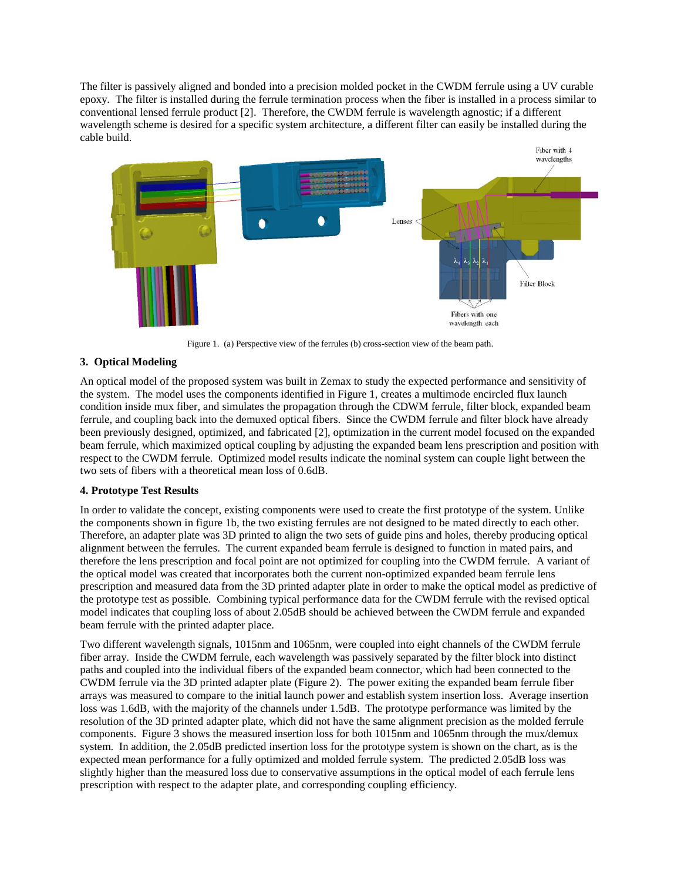The filter is passively aligned and bonded into a precision molded pocket in the CWDM ferrule using a UV curable epoxy. The filter is installed during the ferrule termination process when the fiber is installed in a process similar to conventional lensed ferrule product [2]. Therefore, the CWDM ferrule is wavelength agnostic; if a different wavelength scheme is desired for a specific system architecture, a different filter can easily be installed during the cable build.

Figure 1. (a) Perspective view of the ferrules (b) cross-section view of the beam path.

### 3. Optical Modeling

An optical model of the proposed system was built in Zemax to study the expected performance and sensitivity of the system. The model uses the components identified in Figure 1, creates a multimode encircled flux launch condition inside mux fiber, and simulates the propagation through the CDWM ferrule, filter block, expanded beam ferrule, and coupling back into the demuxed optical fibers. Since the CWDM ferrule and filter block have already been previously designed, optimized, and fabricated [2], optimization in the current model focused on the expanded beam ferrule, which maximized optical coupling by adjusting the expanded beam lens prescription and position with respect to the CWDM ferrule. Optimized model results indicate the nominal system can couple light between the two sets of fibers with a theoretical mean loss of 0.6dB.

### 4. Prototype Test Results

In order to validate the concept, existing components were used to create the first prototype of the system. Unlike the components shown in figure 1b, the two existing ferrules are not designed to be mated directly to each other. Therefore, an adapter plate was 3D printed to align the two sets of guide pins and holes, thereby producing optical alignment between the ferrules. The current expanded beam ferrule is designed to function in mated pairs, and therefore the lens prescription and focal point are not optimized for coupling into the CWDM ferrule. A variant of the optical model was created that incorporates both the current non-optimized expanded beam ferrule lens prescription and measured data from the 3D printed adapter plate in order to make the optical model as predictive of the prototype test as possible. Combining typical performance data for the CWDM ferrule with the revised optical model indicates that coupling loss of about 2.05dB should be achieved between the CWDM ferrule and expanded beam ferrule with the printed adapter place.

Two different wavelength signals, 1015nm and 1065nm, were coupled into eight channels of the CWDM ferrule fiber array. Inside the CWDM ferrule, each wavelength was passively separated by the filter block into distinct paths and coupled into the individual fibers of the expanded beam connector, which had been connected to the CWDM ferrule via the 3D printed adapter plate (Figure 2). The power exiting the expanded beam ferrule fiber arrays was measured to compare to the initial launch power and establish system insertion loss. Average insertion loss was 1.6dB, with the majority of the channels under 1.5dB. The prototype performance was limited by the resolution of the 3D printed adapter plate, which did not have the same alignment precision as the molded ferrule components. Figure 3 shows the measured insertion loss for both 1015nm and 1065nm through the mux/demux system. In addition, the 2.05dB predicted insertion loss for the prototype system is shown on the chart, as is the expected mean performance for a fully optimized and molded ferrule system. The predicted 2.05dB loss was slightly higher than the measured loss due to conservative assumptions in the optical model of each ferrule lens prescription with respect to the adapter plate, and corresponding coupling efficiency.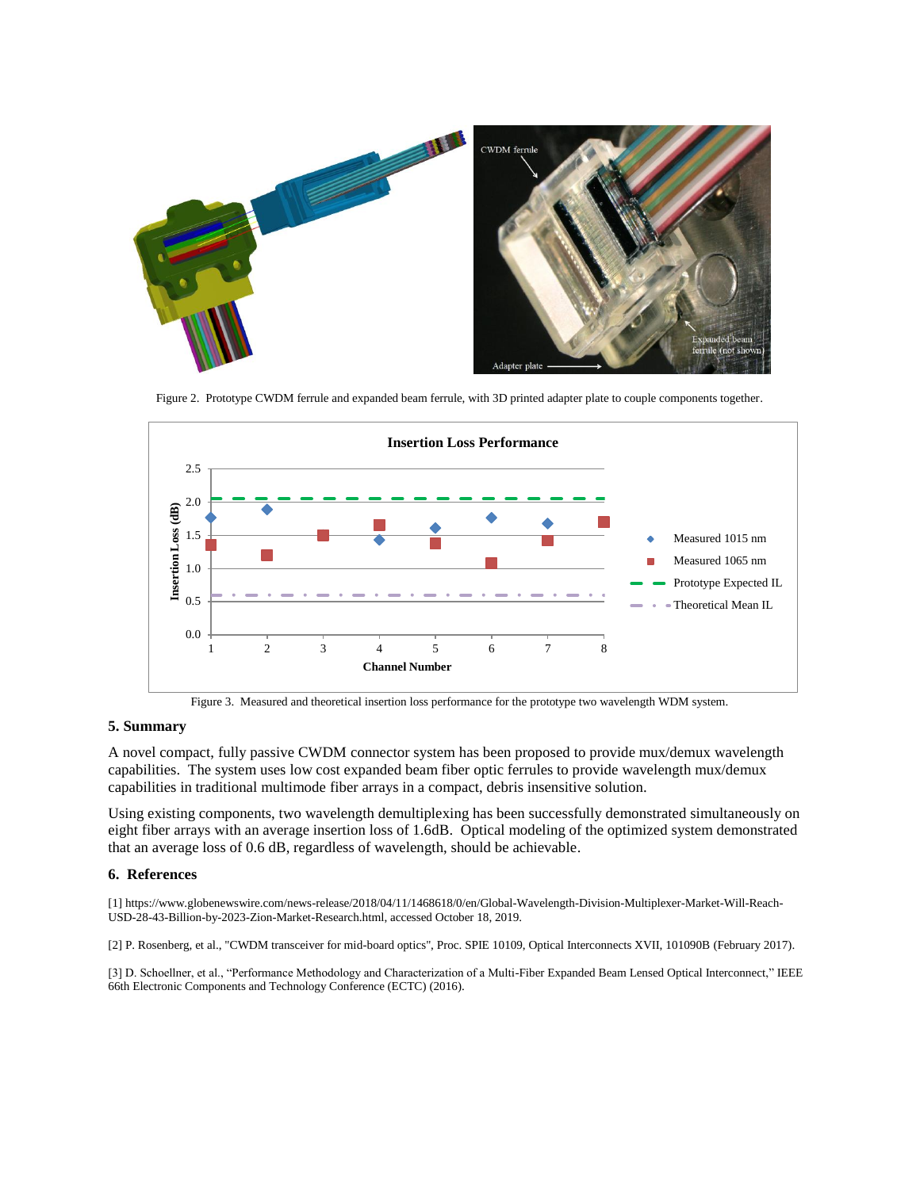CWDM ferrule

Expanded beam ferrule (not shown)

Adapter plate

Figure 2. Prototype CWDM ferrule and expanded beam ferrule, with 3D printed adapter plate to couple components together.

Insertion Loss Performance

Insertion Loss (dB)

2.5
2.0
1.5
1.0
0.5
0.0

1 2 3 4 5 6 7 8

Channel Number

Measured 1015 nm
Measured 1065 nm
Prototype Expected IL
Theoretical Mean IL

Figure 3. Measured and theoretical insertion loss performance for the prototype two wavelength WDM system.

## 5. Summary

A novel compact, fully passive CWDM connector system has been proposed to provide mux/demux wavelength capabilities. The system uses low cost expanded beam fiber optic ferrules to provide wavelength mux/demux capabilities in traditional multimode fiber arrays in a compact, debris insensitive solution.

Using existing components, two wavelength demultiplexing has been successfully demonstrated simultaneously on eight fiber arrays with an average insertion loss of 1.6dB. Optical modeling of the optimized system demonstrated that an average loss of 0.6 dB, regardless of wavelength, should be achievable.

## 6. References

[1] https://www.globenewswire.com/news-release/2018/04/11/1468618/0/en/Global-Wavelength-Division-Multiplexer-Market-Will-Reach-USD-28-43-Billion-by-2023-Zion-Market-Research.html, accessed October 18, 2019.

[2] P. Rosenberg, et al., "CWDM transceiver for mid-board optics", Proc. SPIE 10109, Optical Interconnects XVII, 101090B (February 2017).

[3] D. Schoellner, et al., "Performance Methodology and Characterization of a Multi-Fiber Expanded Beam Lensed Optical Interconnect," IEEE 66th Electronic Components and Technology Conference (ECTC) (2016).